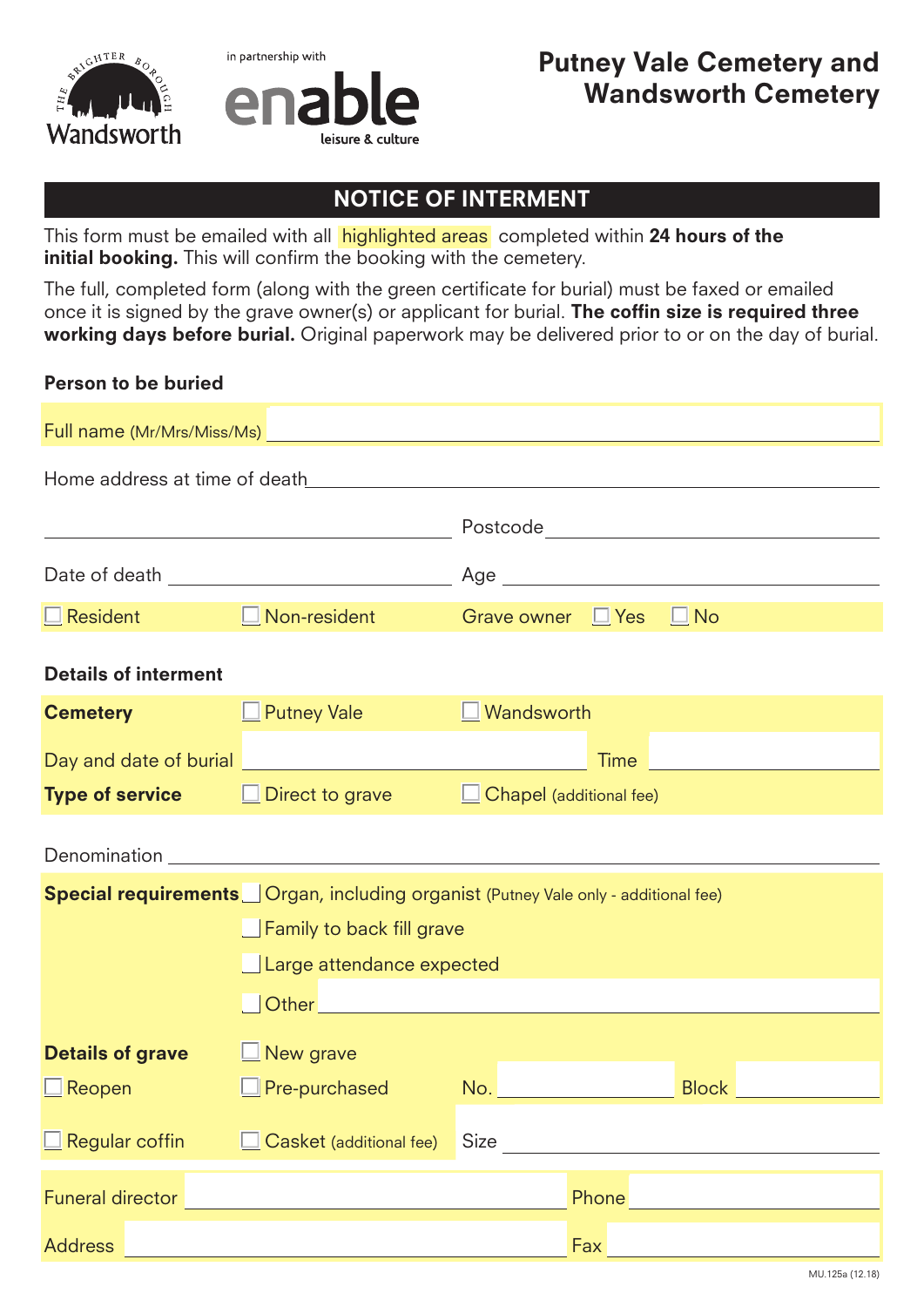in partnership with

# Putney Vale Cemetery and Wandsworth Cemetery

## NOTICE OF INTERMENT

This form must be emailed with all highlighted areas completed within **24 hours of the initial booking.** This will confirm the booking with the cemetery.

The full, completed form (along with the green certificate for burial) must be faxed or emailed once it is signed by the grave owner(s) or applicant for burial. **The coffin size is required three working days before burial.** Original paperwork may be delivered prior to or on the day of burial.

### Person to be buried

Full name (Mr/Mrs/Miss/Ms) ______________________________

Home address at time of death ______________________________

______________________________ Postcode ______________________________

Date of death ______________________________ Age ______________________________

☐ Resident ☐ Non-resident Grave owner ☐ Yes ☐ No

### Details of interment

**Cemetery** ☐ Putney Vale ☐ Wandsworth

Day and date of burial ______________________________ Time ______________________________

**Type of service** ☐ Direct to grave ☐ Chapel (additional fee)

Denomination ______________________________

**Special requirements**
☐ Organ, including organist (Putney Vale only - additional fee)
☐ Family to back fill grave
☐ Large attendance expected
☐ Other ______________________________

**Details of grave** ☐ New grave

☐ Reopen ☐ Pre-purchased No. ______________ Block ______________

☐ Regular coffin ☐ Casket (additional fee) Size ______________________________

Funeral director ______________________________ Phone ______________________________

Address ______________________________ Fax ______________________________

MU.125a (12.18)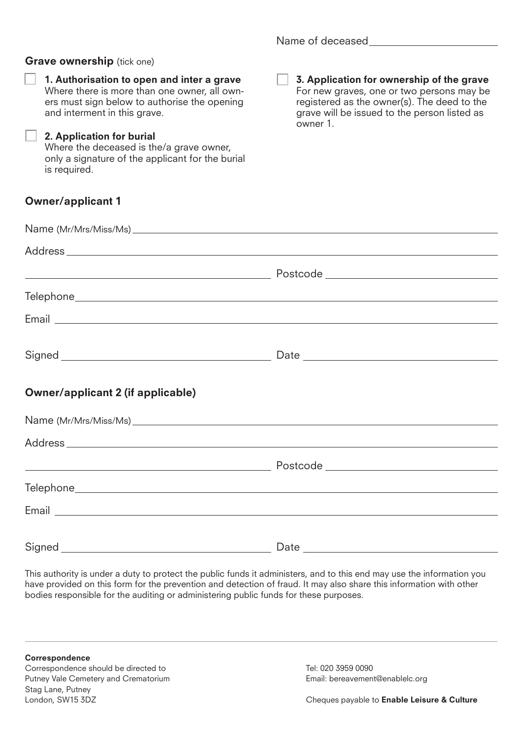Name of deceased ______________________

## Grave ownership (tick one)

☐ **1. Authorisation to open and inter a grave**
Where there is more than one owner, all owners must sign below to authorise the opening and interment in this grave.

☐ **2. Application for burial**
Where the deceased is the/a grave owner, only a signature of the applicant for the burial is required.

☐ **3. Application for ownership of the grave**
For new graves, one or two persons may be registered as the owner(s). The deed to the grave will be issued to the person listed as owner 1.

## Owner/applicant 1

Name (Mr/Mrs/Miss/Ms) ______________________

Address ______________________

______________________ Postcode ______________________

Telephone ______________________

Email ______________________

Signed ______________________ Date ______________________

## Owner/applicant 2 (if applicable)

Name (Mr/Mrs/Miss/Ms) ______________________

Address ______________________

______________________ Postcode ______________________

Telephone ______________________

Email ______________________

Signed ______________________ Date ______________________

This authority is under a duty to protect the public funds it administers, and to this end may use the information you have provided on this form for the prevention and detection of fraud. It may also share this information with other bodies responsible for the auditing or administering public funds for these purposes.

---

**Correspondence**
Correspondence should be directed to
Putney Vale Cemetery and Crematorium
Stag Lane, Putney
London, SW15 3DZ

Tel: 020 3959 0090
Email: bereavement@enablelc.org

Cheques payable to **Enable Leisure & Culture**